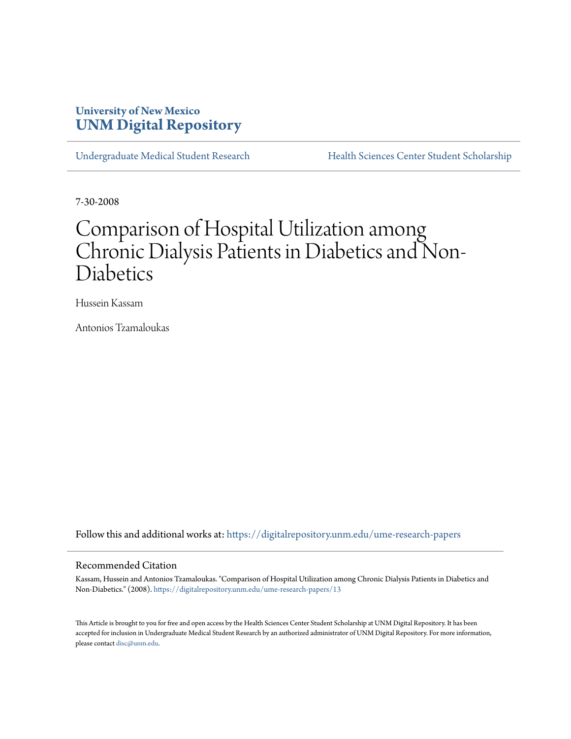University of New Mexico
**UNM Digital Repository**

Undergraduate Medical Student Research | Health Sciences Center Student Scholarship

7-30-2008

# Comparison of Hospital Utilization among Chronic Dialysis Patients in Diabetics and Non-Diabetics

Hussein Kassam

Antonios Tzamaloukas

Follow this and additional works at: https://digitalrepository.unm.edu/ume-research-papers

## Recommended Citation

Kassam, Hussein and Antonios Tzamaloukas. "Comparison of Hospital Utilization among Chronic Dialysis Patients in Diabetics and Non-Diabetics." (2008). https://digitalrepository.unm.edu/ume-research-papers/13

This Article is brought to you for free and open access by the Health Sciences Center Student Scholarship at UNM Digital Repository. It has been accepted for inclusion in Undergraduate Medical Student Research by an authorized administrator of UNM Digital Repository. For more information, please contact disc@unm.edu.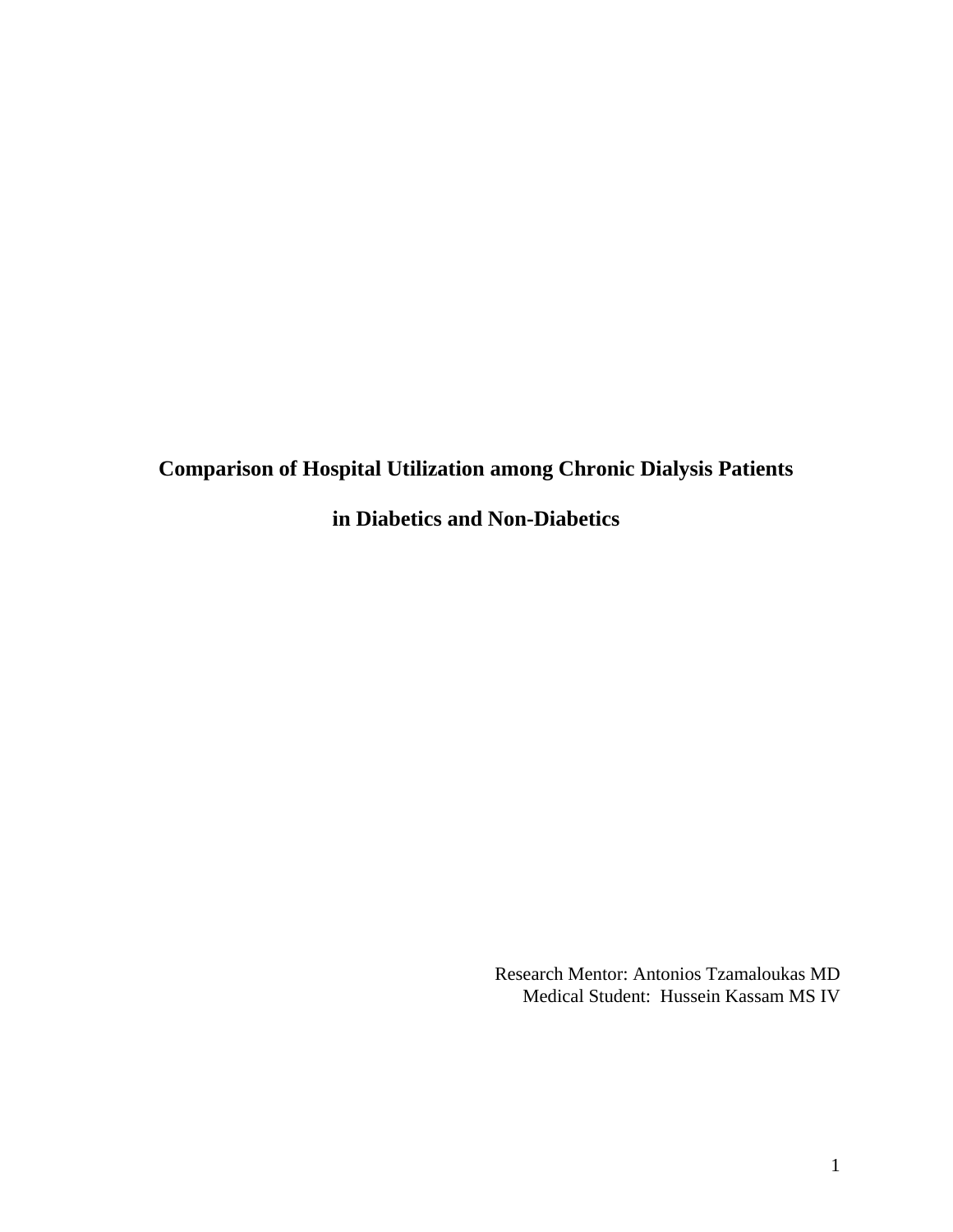# Comparison of Hospital Utilization among Chronic Dialysis Patients in Diabetics and Non-Diabetics

Research Mentor: Antonios Tzamaloukas MD
Medical Student: Hussein Kassam MS IV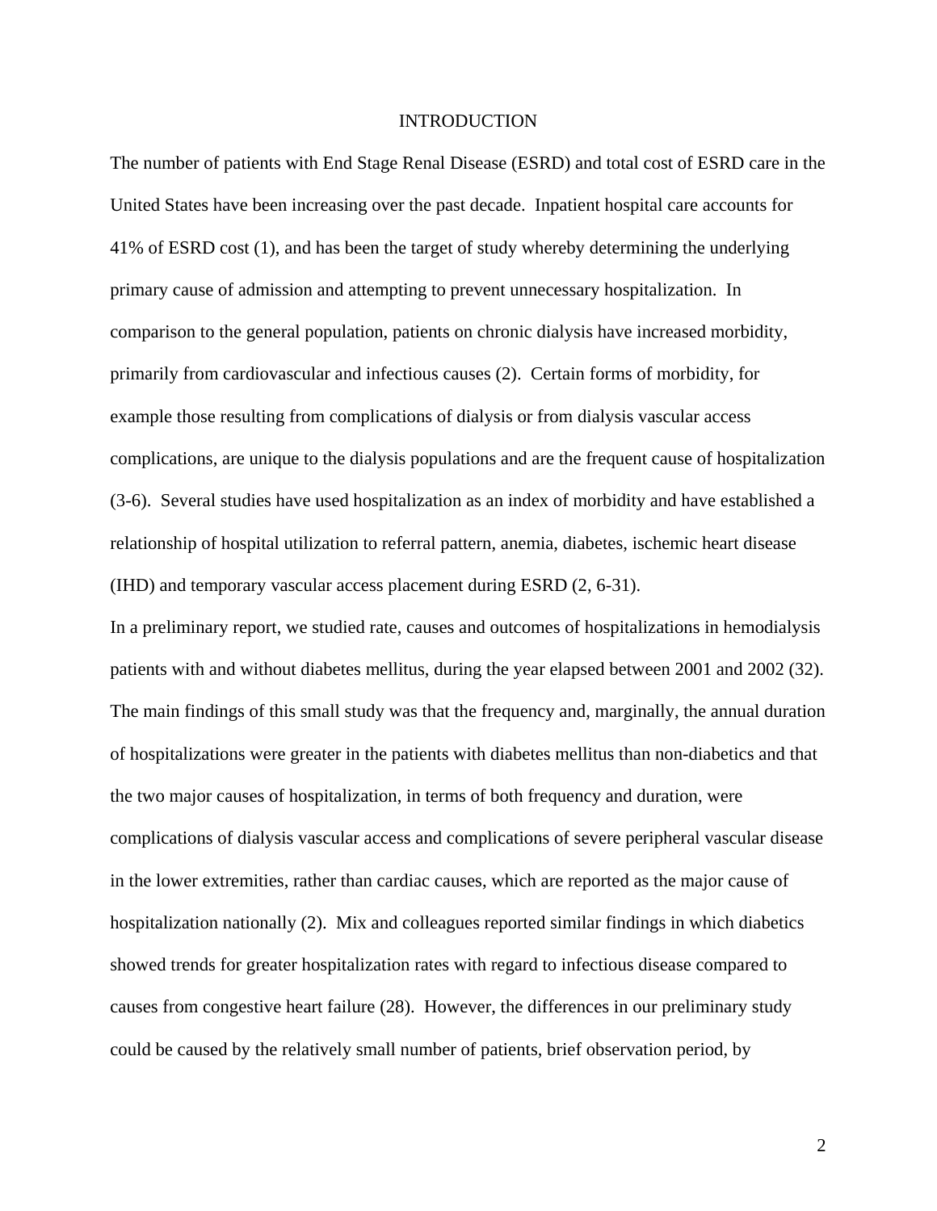# INTRODUCTION

The number of patients with End Stage Renal Disease (ESRD) and total cost of ESRD care in the United States have been increasing over the past decade. Inpatient hospital care accounts for 41% of ESRD cost (1), and has been the target of study whereby determining the underlying primary cause of admission and attempting to prevent unnecessary hospitalization. In comparison to the general population, patients on chronic dialysis have increased morbidity, primarily from cardiovascular and infectious causes (2). Certain forms of morbidity, for example those resulting from complications of dialysis or from dialysis vascular access complications, are unique to the dialysis populations and are the frequent cause of hospitalization (3-6). Several studies have used hospitalization as an index of morbidity and have established a relationship of hospital utilization to referral pattern, anemia, diabetes, ischemic heart disease (IHD) and temporary vascular access placement during ESRD (2, 6-31).

In a preliminary report, we studied rate, causes and outcomes of hospitalizations in hemodialysis patients with and without diabetes mellitus, during the year elapsed between 2001 and 2002 (32). The main findings of this small study was that the frequency and, marginally, the annual duration of hospitalizations were greater in the patients with diabetes mellitus than non-diabetics and that the two major causes of hospitalization, in terms of both frequency and duration, were complications of dialysis vascular access and complications of severe peripheral vascular disease in the lower extremities, rather than cardiac causes, which are reported as the major cause of hospitalization nationally (2). Mix and colleagues reported similar findings in which diabetics showed trends for greater hospitalization rates with regard to infectious disease compared to causes from congestive heart failure (28). However, the differences in our preliminary study could be caused by the relatively small number of patients, brief observation period, by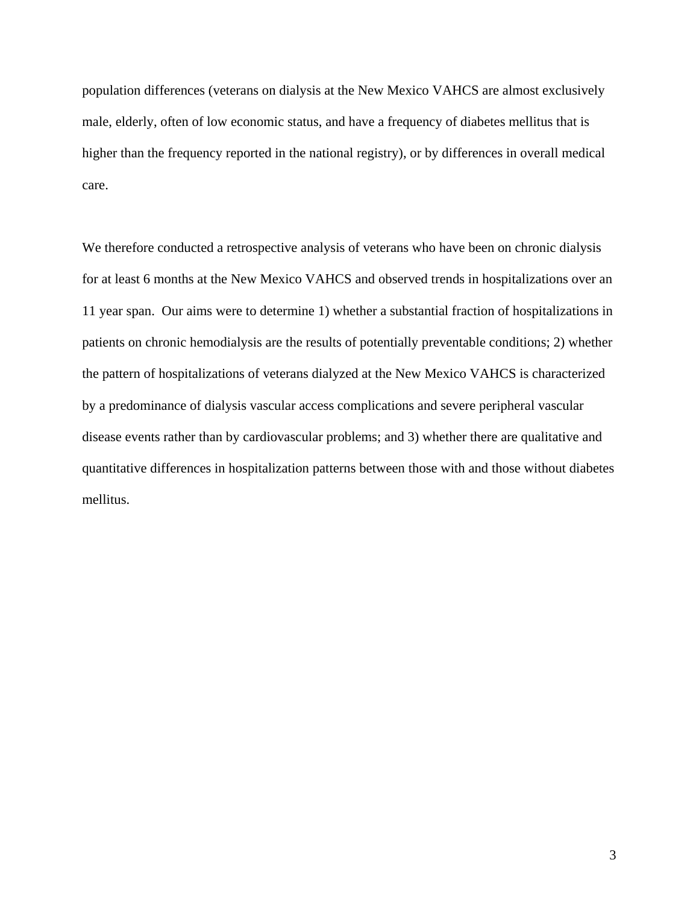population differences (veterans on dialysis at the New Mexico VAHCS are almost exclusively male, elderly, often of low economic status, and have a frequency of diabetes mellitus that is higher than the frequency reported in the national registry), or by differences in overall medical care.

We therefore conducted a retrospective analysis of veterans who have been on chronic dialysis for at least 6 months at the New Mexico VAHCS and observed trends in hospitalizations over an 11 year span. Our aims were to determine 1) whether a substantial fraction of hospitalizations in patients on chronic hemodialysis are the results of potentially preventable conditions; 2) whether the pattern of hospitalizations of veterans dialyzed at the New Mexico VAHCS is characterized by a predominance of dialysis vascular access complications and severe peripheral vascular disease events rather than by cardiovascular problems; and 3) whether there are qualitative and quantitative differences in hospitalization patterns between those with and those without diabetes mellitus.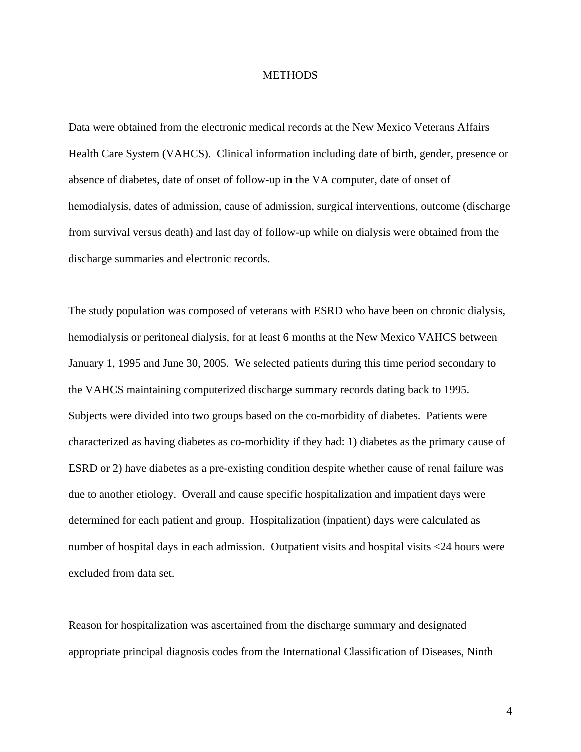# METHODS

Data were obtained from the electronic medical records at the New Mexico Veterans Affairs Health Care System (VAHCS). Clinical information including date of birth, gender, presence or absence of diabetes, date of onset of follow-up in the VA computer, date of onset of hemodialysis, dates of admission, cause of admission, surgical interventions, outcome (discharge from survival versus death) and last day of follow-up while on dialysis were obtained from the discharge summaries and electronic records.

The study population was composed of veterans with ESRD who have been on chronic dialysis, hemodialysis or peritoneal dialysis, for at least 6 months at the New Mexico VAHCS between January 1, 1995 and June 30, 2005. We selected patients during this time period secondary to the VAHCS maintaining computerized discharge summary records dating back to 1995. Subjects were divided into two groups based on the co-morbidity of diabetes. Patients were characterized as having diabetes as co-morbidity if they had: 1) diabetes as the primary cause of ESRD or 2) have diabetes as a pre-existing condition despite whether cause of renal failure was due to another etiology. Overall and cause specific hospitalization and impatient days were determined for each patient and group. Hospitalization (inpatient) days were calculated as number of hospital days in each admission. Outpatient visits and hospital visits <24 hours were excluded from data set.

Reason for hospitalization was ascertained from the discharge summary and designated appropriate principal diagnosis codes from the International Classification of Diseases, Ninth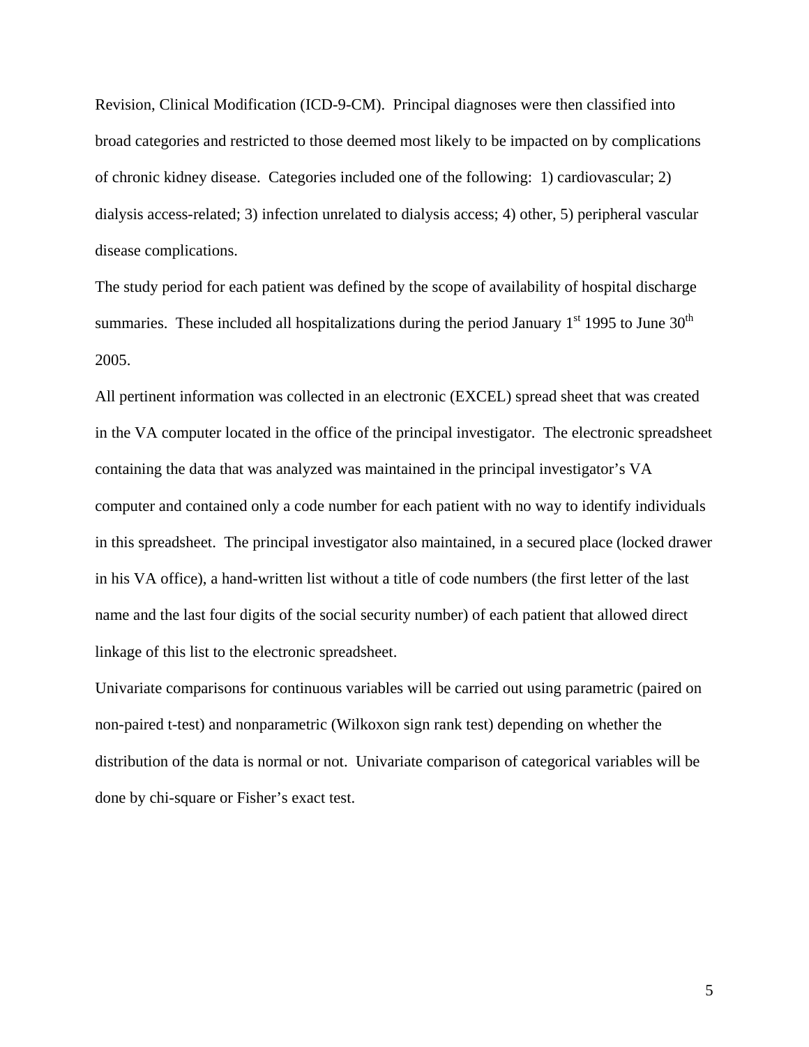Revision, Clinical Modification (ICD-9-CM). Principal diagnoses were then classified into broad categories and restricted to those deemed most likely to be impacted on by complications of chronic kidney disease. Categories included one of the following: 1) cardiovascular; 2) dialysis access-related; 3) infection unrelated to dialysis access; 4) other, 5) peripheral vascular disease complications.

The study period for each patient was defined by the scope of availability of hospital discharge summaries. These included all hospitalizations during the period January 1st 1995 to June 30th 2005.

All pertinent information was collected in an electronic (EXCEL) spread sheet that was created in the VA computer located in the office of the principal investigator. The electronic spreadsheet containing the data that was analyzed was maintained in the principal investigator's VA computer and contained only a code number for each patient with no way to identify individuals in this spreadsheet. The principal investigator also maintained, in a secured place (locked drawer in his VA office), a hand-written list without a title of code numbers (the first letter of the last name and the last four digits of the social security number) of each patient that allowed direct linkage of this list to the electronic spreadsheet.

Univariate comparisons for continuous variables will be carried out using parametric (paired on non-paired t-test) and nonparametric (Wilkoxon sign rank test) depending on whether the distribution of the data is normal or not. Univariate comparison of categorical variables will be done by chi-square or Fisher's exact test.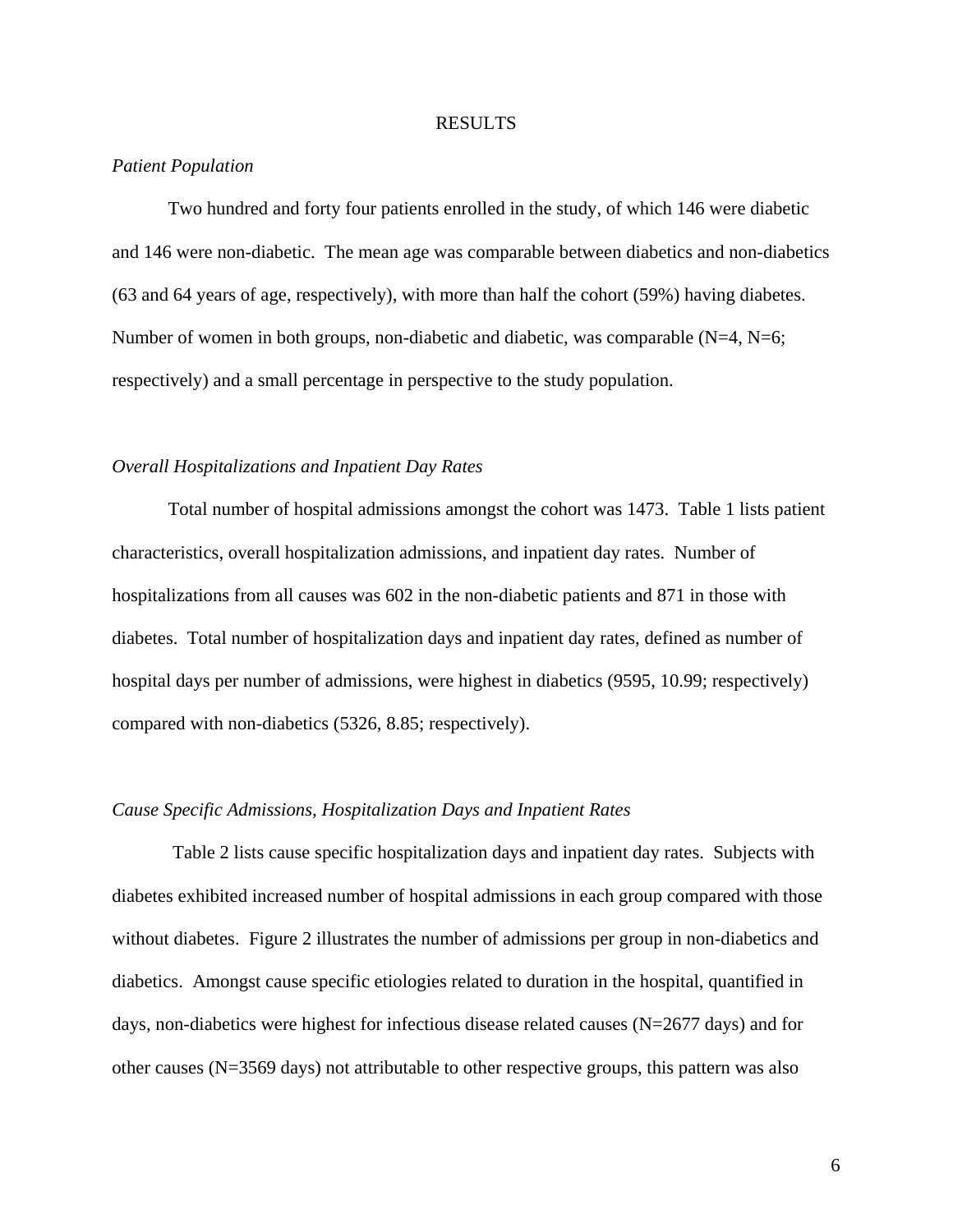# RESULTS

*Patient Population*

Two hundred and forty four patients enrolled in the study, of which 146 were diabetic and 146 were non-diabetic. The mean age was comparable between diabetics and non-diabetics (63 and 64 years of age, respectively), with more than half the cohort (59%) having diabetes. Number of women in both groups, non-diabetic and diabetic, was comparable (N=4, N=6; respectively) and a small percentage in perspective to the study population.

*Overall Hospitalizations and Inpatient Day Rates*

Total number of hospital admissions amongst the cohort was 1473. Table 1 lists patient characteristics, overall hospitalization admissions, and inpatient day rates. Number of hospitalizations from all causes was 602 in the non-diabetic patients and 871 in those with diabetes. Total number of hospitalization days and inpatient day rates, defined as number of hospital days per number of admissions, were highest in diabetics (9595, 10.99; respectively) compared with non-diabetics (5326, 8.85; respectively).

*Cause Specific Admissions, Hospitalization Days and Inpatient Rates*

Table 2 lists cause specific hospitalization days and inpatient day rates. Subjects with diabetes exhibited increased number of hospital admissions in each group compared with those without diabetes. Figure 2 illustrates the number of admissions per group in non-diabetics and diabetics. Amongst cause specific etiologies related to duration in the hospital, quantified in days, non-diabetics were highest for infectious disease related causes (N=2677 days) and for other causes (N=3569 days) not attributable to other respective groups, this pattern was also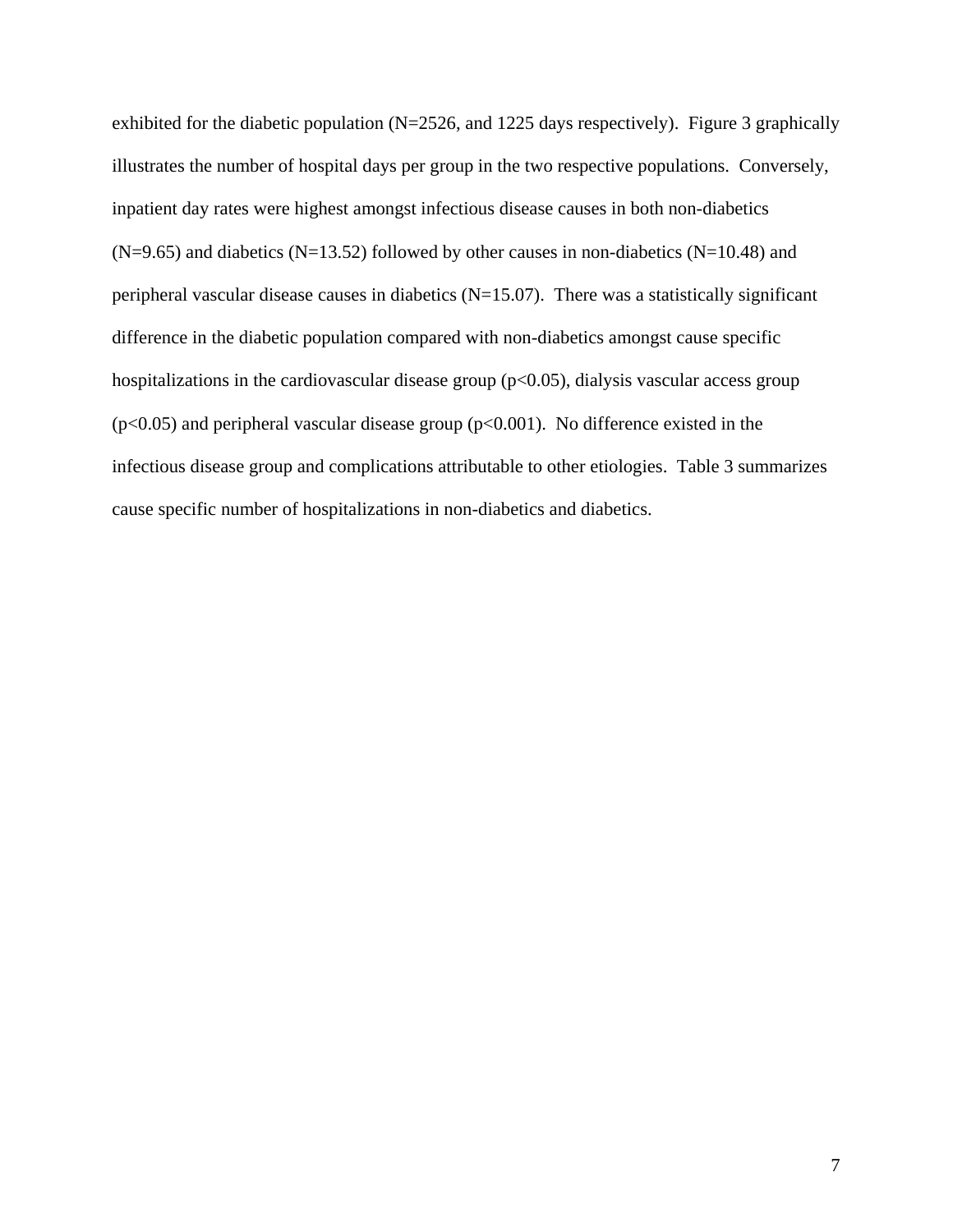exhibited for the diabetic population (N=2526, and 1225 days respectively). Figure 3 graphically illustrates the number of hospital days per group in the two respective populations. Conversely, inpatient day rates were highest amongst infectious disease causes in both non-diabetics (N=9.65) and diabetics (N=13.52) followed by other causes in non-diabetics (N=10.48) and peripheral vascular disease causes in diabetics (N=15.07). There was a statistically significant difference in the diabetic population compared with non-diabetics amongst cause specific hospitalizations in the cardiovascular disease group ($p<0.05$), dialysis vascular access group ($p<0.05$) and peripheral vascular disease group ($p<0.001$). No difference existed in the infectious disease group and complications attributable to other etiologies. Table 3 summarizes cause specific number of hospitalizations in non-diabetics and diabetics.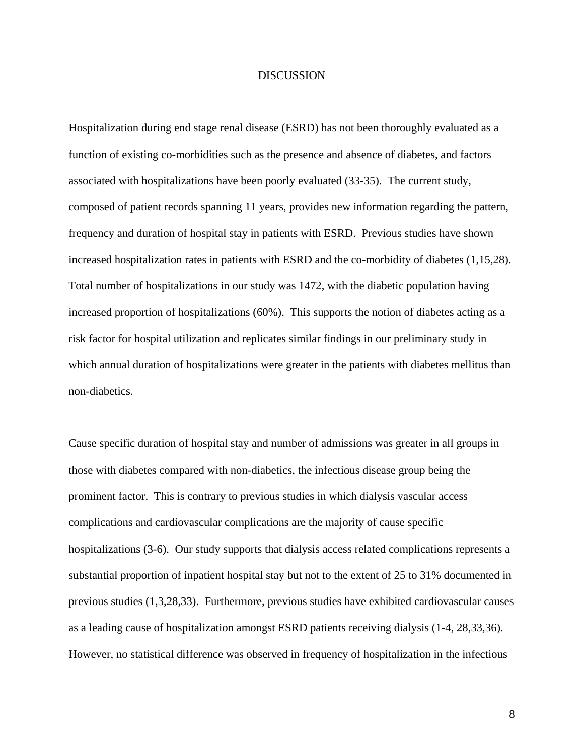# DISCUSSION

Hospitalization during end stage renal disease (ESRD) has not been thoroughly evaluated as a function of existing co-morbidities such as the presence and absence of diabetes, and factors associated with hospitalizations have been poorly evaluated (33-35). The current study, composed of patient records spanning 11 years, provides new information regarding the pattern, frequency and duration of hospital stay in patients with ESRD. Previous studies have shown increased hospitalization rates in patients with ESRD and the co-morbidity of diabetes (1,15,28). Total number of hospitalizations in our study was 1472, with the diabetic population having increased proportion of hospitalizations (60%). This supports the notion of diabetes acting as a risk factor for hospital utilization and replicates similar findings in our preliminary study in which annual duration of hospitalizations were greater in the patients with diabetes mellitus than non-diabetics.

Cause specific duration of hospital stay and number of admissions was greater in all groups in those with diabetes compared with non-diabetics, the infectious disease group being the prominent factor. This is contrary to previous studies in which dialysis vascular access complications and cardiovascular complications are the majority of cause specific hospitalizations (3-6). Our study supports that dialysis access related complications represents a substantial proportion of inpatient hospital stay but not to the extent of 25 to 31% documented in previous studies (1,3,28,33). Furthermore, previous studies have exhibited cardiovascular causes as a leading cause of hospitalization amongst ESRD patients receiving dialysis (1-4, 28,33,36). However, no statistical difference was observed in frequency of hospitalization in the infectious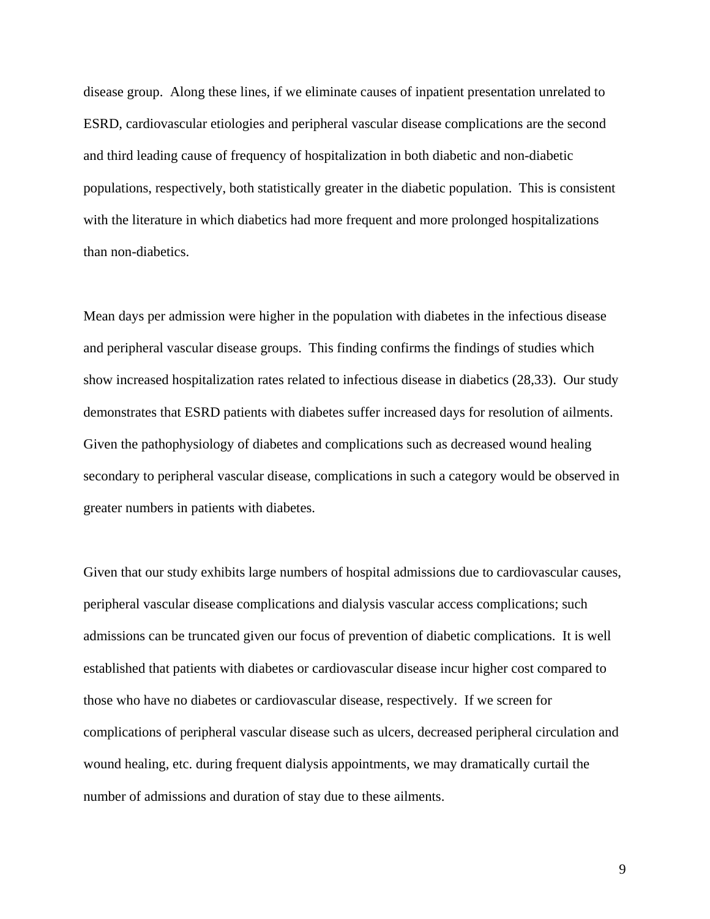disease group. Along these lines, if we eliminate causes of inpatient presentation unrelated to ESRD, cardiovascular etiologies and peripheral vascular disease complications are the second and third leading cause of frequency of hospitalization in both diabetic and non-diabetic populations, respectively, both statistically greater in the diabetic population. This is consistent with the literature in which diabetics had more frequent and more prolonged hospitalizations than non-diabetics.

Mean days per admission were higher in the population with diabetes in the infectious disease and peripheral vascular disease groups. This finding confirms the findings of studies which show increased hospitalization rates related to infectious disease in diabetics (28,33). Our study demonstrates that ESRD patients with diabetes suffer increased days for resolution of ailments. Given the pathophysiology of diabetes and complications such as decreased wound healing secondary to peripheral vascular disease, complications in such a category would be observed in greater numbers in patients with diabetes.

Given that our study exhibits large numbers of hospital admissions due to cardiovascular causes, peripheral vascular disease complications and dialysis vascular access complications; such admissions can be truncated given our focus of prevention of diabetic complications. It is well established that patients with diabetes or cardiovascular disease incur higher cost compared to those who have no diabetes or cardiovascular disease, respectively. If we screen for complications of peripheral vascular disease such as ulcers, decreased peripheral circulation and wound healing, etc. during frequent dialysis appointments, we may dramatically curtail the number of admissions and duration of stay due to these ailments.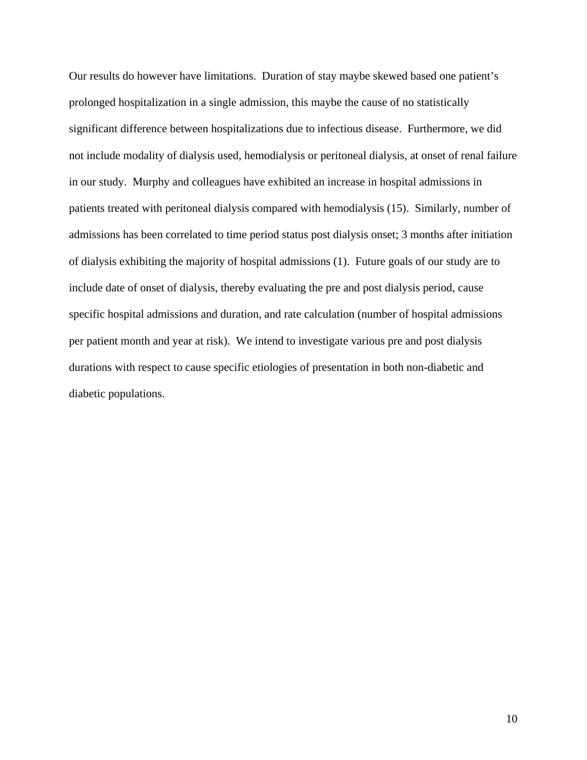Our results do however have limitations. Duration of stay maybe skewed based one patient's prolonged hospitalization in a single admission, this maybe the cause of no statistically significant difference between hospitalizations due to infectious disease. Furthermore, we did not include modality of dialysis used, hemodialysis or peritoneal dialysis, at onset of renal failure in our study. Murphy and colleagues have exhibited an increase in hospital admissions in patients treated with peritoneal dialysis compared with hemodialysis (15). Similarly, number of admissions has been correlated to time period status post dialysis onset; 3 months after initiation of dialysis exhibiting the majority of hospital admissions (1). Future goals of our study are to include date of onset of dialysis, thereby evaluating the pre and post dialysis period, cause specific hospital admissions and duration, and rate calculation (number of hospital admissions per patient month and year at risk). We intend to investigate various pre and post dialysis durations with respect to cause specific etiologies of presentation in both non-diabetic and diabetic populations.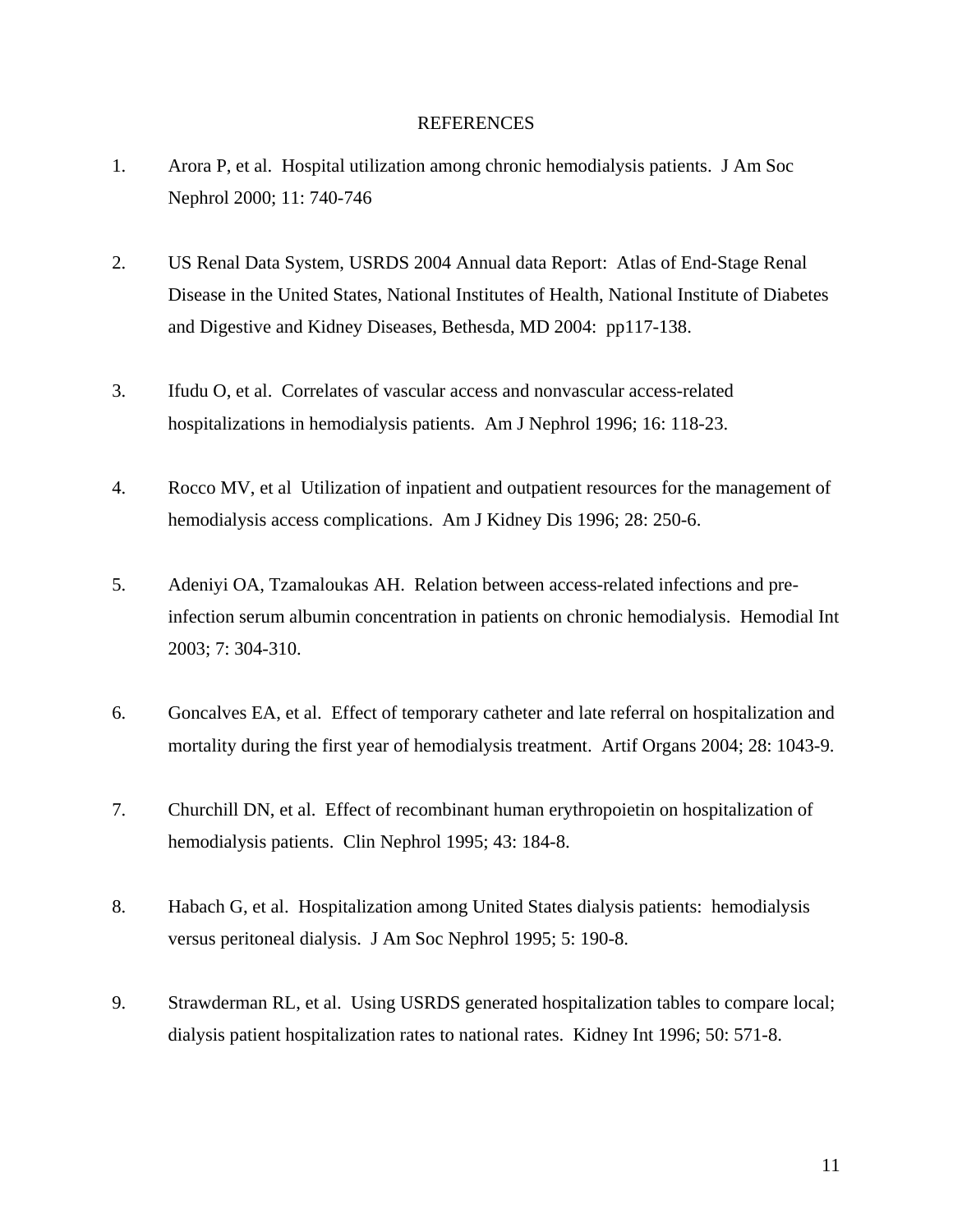# REFERENCES

1. Arora P, et al. Hospital utilization among chronic hemodialysis patients. J Am Soc Nephrol 2000; 11: 740-746

2. US Renal Data System, USRDS 2004 Annual data Report: Atlas of End-Stage Renal Disease in the United States, National Institutes of Health, National Institute of Diabetes and Digestive and Kidney Diseases, Bethesda, MD 2004: pp117-138.

3. Ifudu O, et al. Correlates of vascular access and nonvascular access-related hospitalizations in hemodialysis patients. Am J Nephrol 1996; 16: 118-23.

4. Rocco MV, et al Utilization of inpatient and outpatient resources for the management of hemodialysis access complications. Am J Kidney Dis 1996; 28: 250-6.

5. Adeniyi OA, Tzamaloukas AH. Relation between access-related infections and pre-infection serum albumin concentration in patients on chronic hemodialysis. Hemodial Int 2003; 7: 304-310.

6. Goncalves EA, et al. Effect of temporary catheter and late referral on hospitalization and mortality during the first year of hemodialysis treatment. Artif Organs 2004; 28: 1043-9.

7. Churchill DN, et al. Effect of recombinant human erythropoietin on hospitalization of hemodialysis patients. Clin Nephrol 1995; 43: 184-8.

8. Habach G, et al. Hospitalization among United States dialysis patients: hemodialysis versus peritoneal dialysis. J Am Soc Nephrol 1995; 5: 190-8.

9. Strawderman RL, et al. Using USRDS generated hospitalization tables to compare local; dialysis patient hospitalization rates to national rates. Kidney Int 1996; 50: 571-8.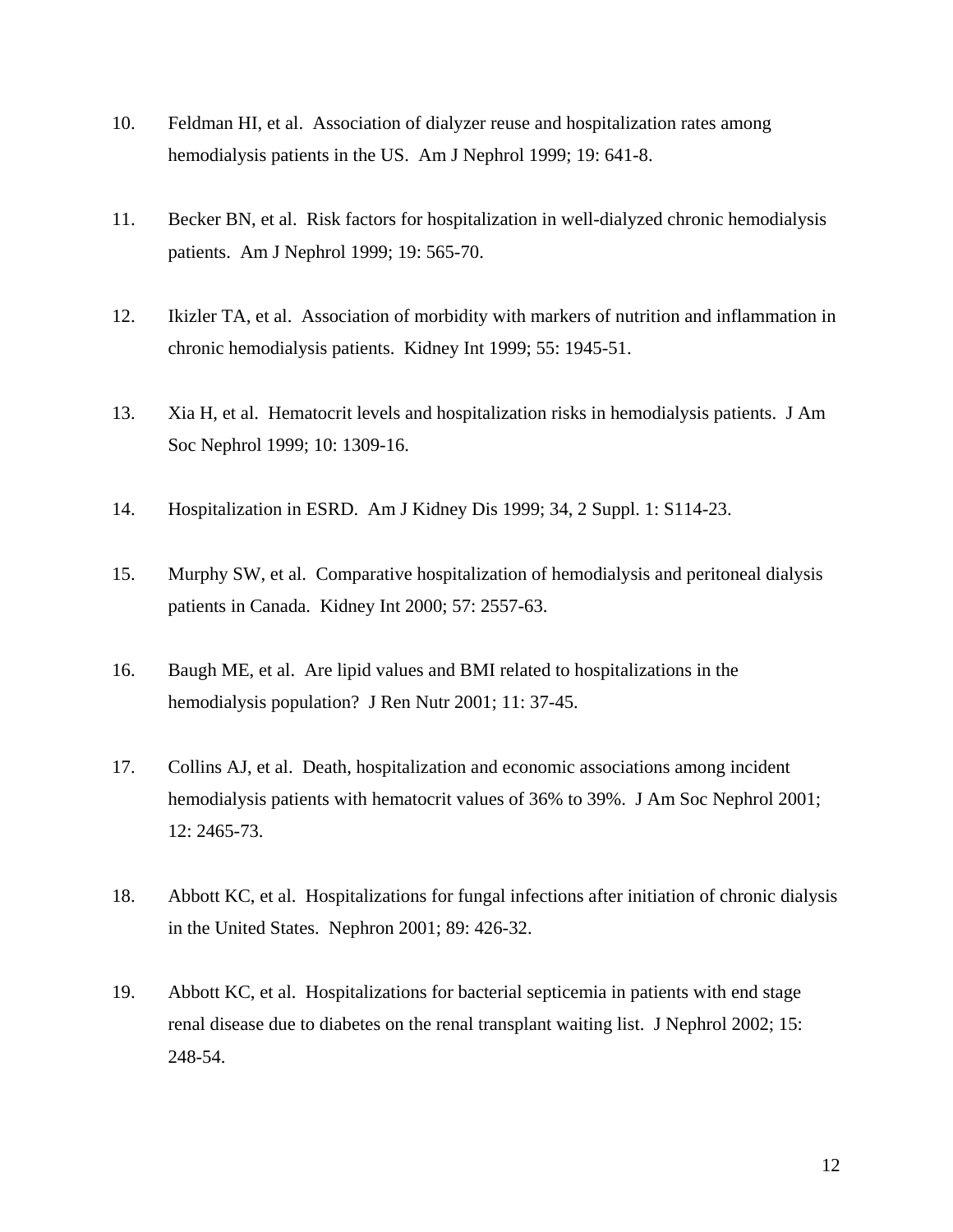10. Feldman HI, et al. Association of dialyzer reuse and hospitalization rates among hemodialysis patients in the US. Am J Nephrol 1999; 19: 641-8.

11. Becker BN, et al. Risk factors for hospitalization in well-dialyzed chronic hemodialysis patients. Am J Nephrol 1999; 19: 565-70.

12. Ikizler TA, et al. Association of morbidity with markers of nutrition and inflammation in chronic hemodialysis patients. Kidney Int 1999; 55: 1945-51.

13. Xia H, et al. Hematocrit levels and hospitalization risks in hemodialysis patients. J Am Soc Nephrol 1999; 10: 1309-16.

14. Hospitalization in ESRD. Am J Kidney Dis 1999; 34, 2 Suppl. 1: S114-23.

15. Murphy SW, et al. Comparative hospitalization of hemodialysis and peritoneal dialysis patients in Canada. Kidney Int 2000; 57: 2557-63.

16. Baugh ME, et al. Are lipid values and BMI related to hospitalizations in the hemodialysis population? J Ren Nutr 2001; 11: 37-45.

17. Collins AJ, et al. Death, hospitalization and economic associations among incident hemodialysis patients with hematocrit values of 36% to 39%. J Am Soc Nephrol 2001; 12: 2465-73.

18. Abbott KC, et al. Hospitalizations for fungal infections after initiation of chronic dialysis in the United States. Nephron 2001; 89: 426-32.

19. Abbott KC, et al. Hospitalizations for bacterial septicemia in patients with end stage renal disease due to diabetes on the renal transplant waiting list. J Nephrol 2002; 15: 248-54.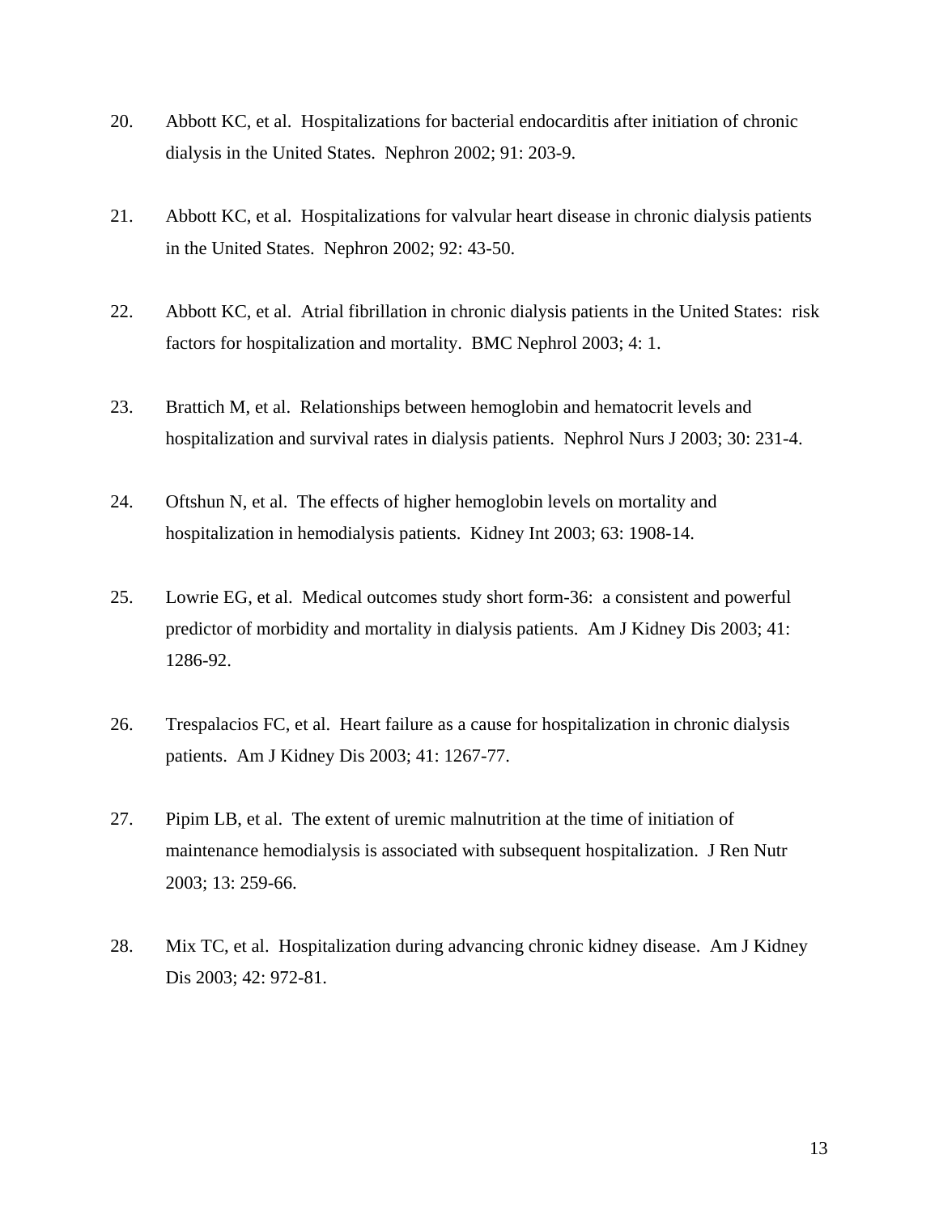20. Abbott KC, et al. Hospitalizations for bacterial endocarditis after initiation of chronic dialysis in the United States. Nephron 2002; 91: 203-9.

21. Abbott KC, et al. Hospitalizations for valvular heart disease in chronic dialysis patients in the United States. Nephron 2002; 92: 43-50.

22. Abbott KC, et al. Atrial fibrillation in chronic dialysis patients in the United States: risk factors for hospitalization and mortality. BMC Nephrol 2003; 4: 1.

23. Brattich M, et al. Relationships between hemoglobin and hematocrit levels and hospitalization and survival rates in dialysis patients. Nephrol Nurs J 2003; 30: 231-4.

24. Oftshun N, et al. The effects of higher hemoglobin levels on mortality and hospitalization in hemodialysis patients. Kidney Int 2003; 63: 1908-14.

25. Lowrie EG, et al. Medical outcomes study short form-36: a consistent and powerful predictor of morbidity and mortality in dialysis patients. Am J Kidney Dis 2003; 41: 1286-92.

26. Trespalacios FC, et al. Heart failure as a cause for hospitalization in chronic dialysis patients. Am J Kidney Dis 2003; 41: 1267-77.

27. Pipim LB, et al. The extent of uremic malnutrition at the time of initiation of maintenance hemodialysis is associated with subsequent hospitalization. J Ren Nutr 2003; 13: 259-66.

28. Mix TC, et al. Hospitalization during advancing chronic kidney disease. Am J Kidney Dis 2003; 42: 972-81.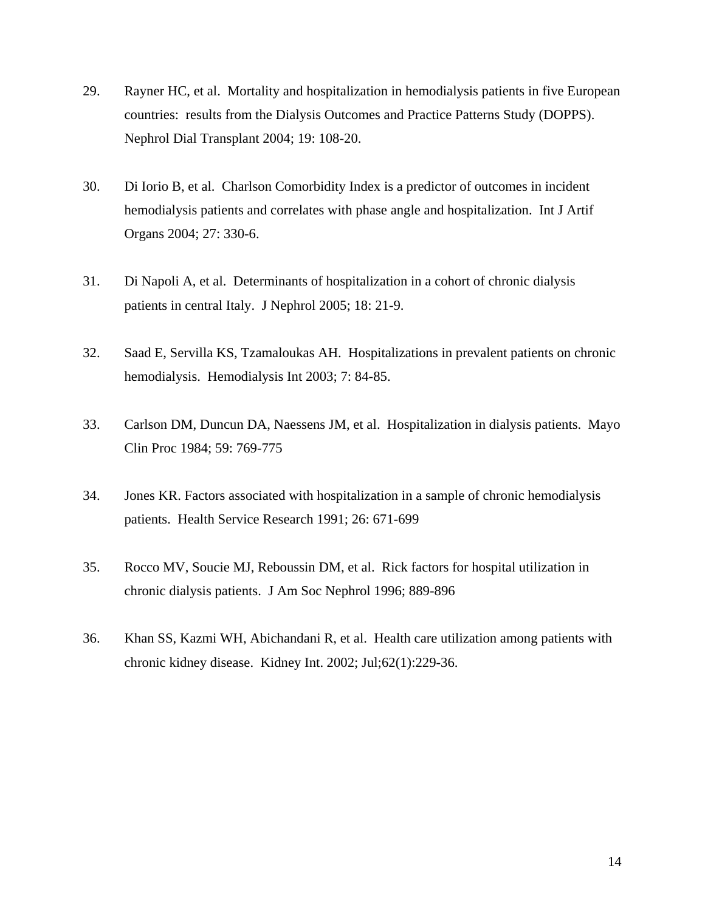29. Rayner HC, et al. Mortality and hospitalization in hemodialysis patients in five European countries: results from the Dialysis Outcomes and Practice Patterns Study (DOPPS). Nephrol Dial Transplant 2004; 19: 108-20.

30. Di Iorio B, et al. Charlson Comorbidity Index is a predictor of outcomes in incident hemodialysis patients and correlates with phase angle and hospitalization. Int J Artif Organs 2004; 27: 330-6.

31. Di Napoli A, et al. Determinants of hospitalization in a cohort of chronic dialysis patients in central Italy. J Nephrol 2005; 18: 21-9.

32. Saad E, Servilla KS, Tzamaloukas AH. Hospitalizations in prevalent patients on chronic hemodialysis. Hemodialysis Int 2003; 7: 84-85.

33. Carlson DM, Duncun DA, Naessens JM, et al. Hospitalization in dialysis patients. Mayo Clin Proc 1984; 59: 769-775

34. Jones KR. Factors associated with hospitalization in a sample of chronic hemodialysis patients. Health Service Research 1991; 26: 671-699

35. Rocco MV, Soucie MJ, Reboussin DM, et al. Rick factors for hospital utilization in chronic dialysis patients. J Am Soc Nephrol 1996; 889-896

36. Khan SS, Kazmi WH, Abichandani R, et al. Health care utilization among patients with chronic kidney disease. Kidney Int. 2002; Jul;62(1):229-36.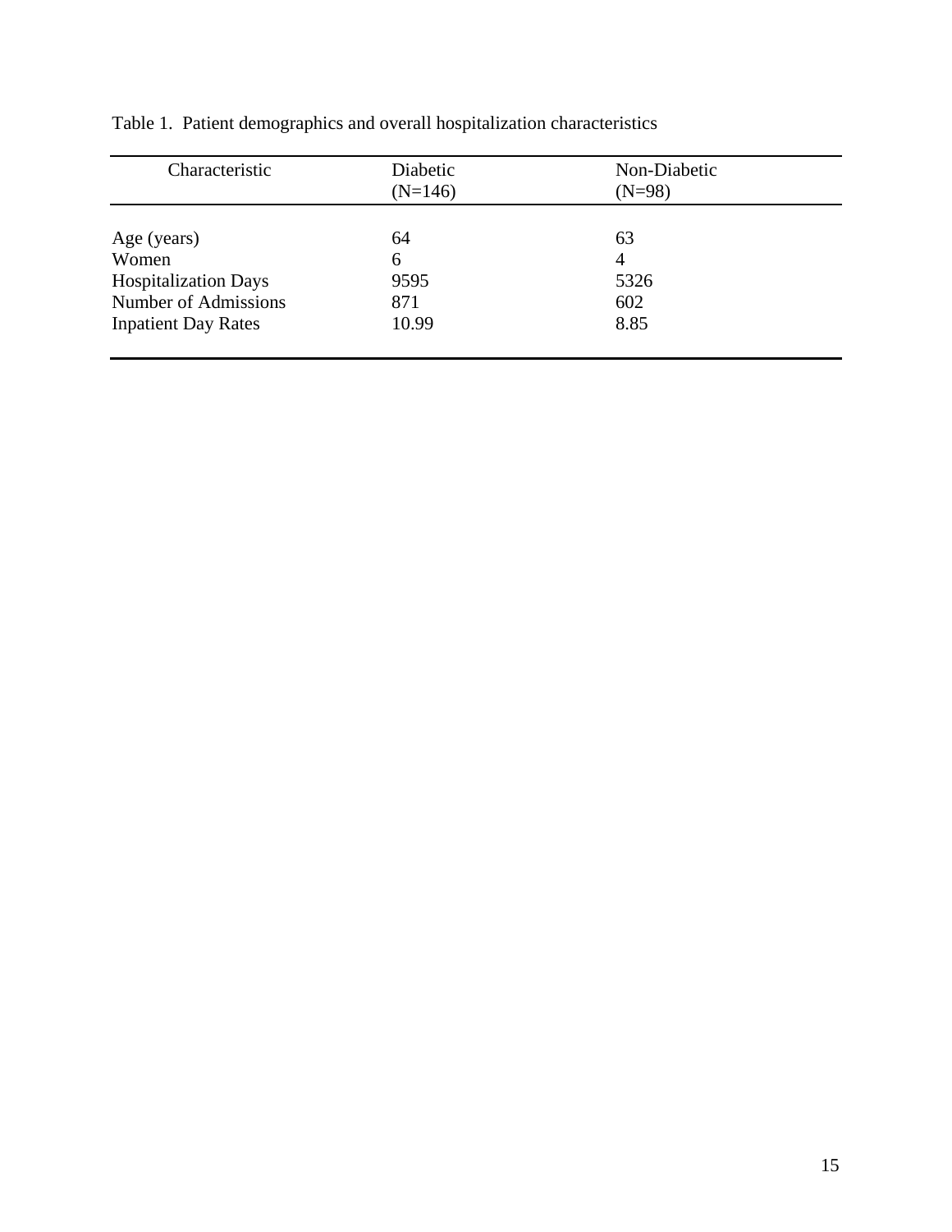Table 1. Patient demographics and overall hospitalization characteristics

| Characteristic | Diabetic (N=146) | Non-Diabetic (N=98) |
| --- | --- | --- |
| Age (years) | 64 | 63 |
| Women | 6 | 4 |
| Hospitalization Days | 9595 | 5326 |
| Number of Admissions | 871 | 602 |
| Inpatient Day Rates | 10.99 | 8.85 |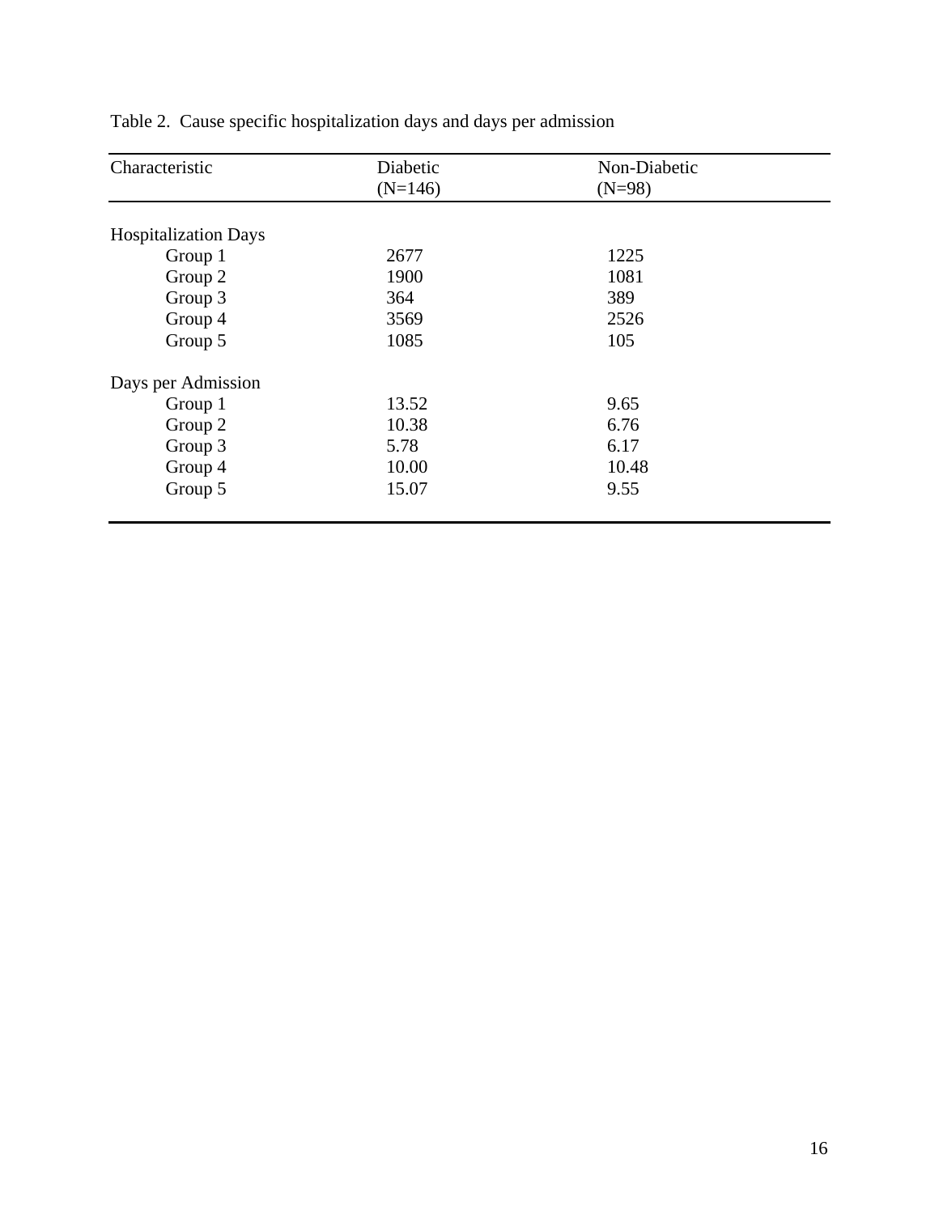Table 2. Cause specific hospitalization days and days per admission

| Characteristic | Diabetic (N=146) | Non-Diabetic (N=98) |
|---|---|---|
| Hospitalization Days | | |
| Group 1 | 2677 | 1225 |
| Group 2 | 1900 | 1081 |
| Group 3 | 364 | 389 |
| Group 4 | 3569 | 2526 |
| Group 5 | 1085 | 105 |
| Days per Admission | | |
| Group 1 | 13.52 | 9.65 |
| Group 2 | 10.38 | 6.76 |
| Group 3 | 5.78 | 6.17 |
| Group 4 | 10.00 | 10.48 |
| Group 5 | 15.07 | 9.55 |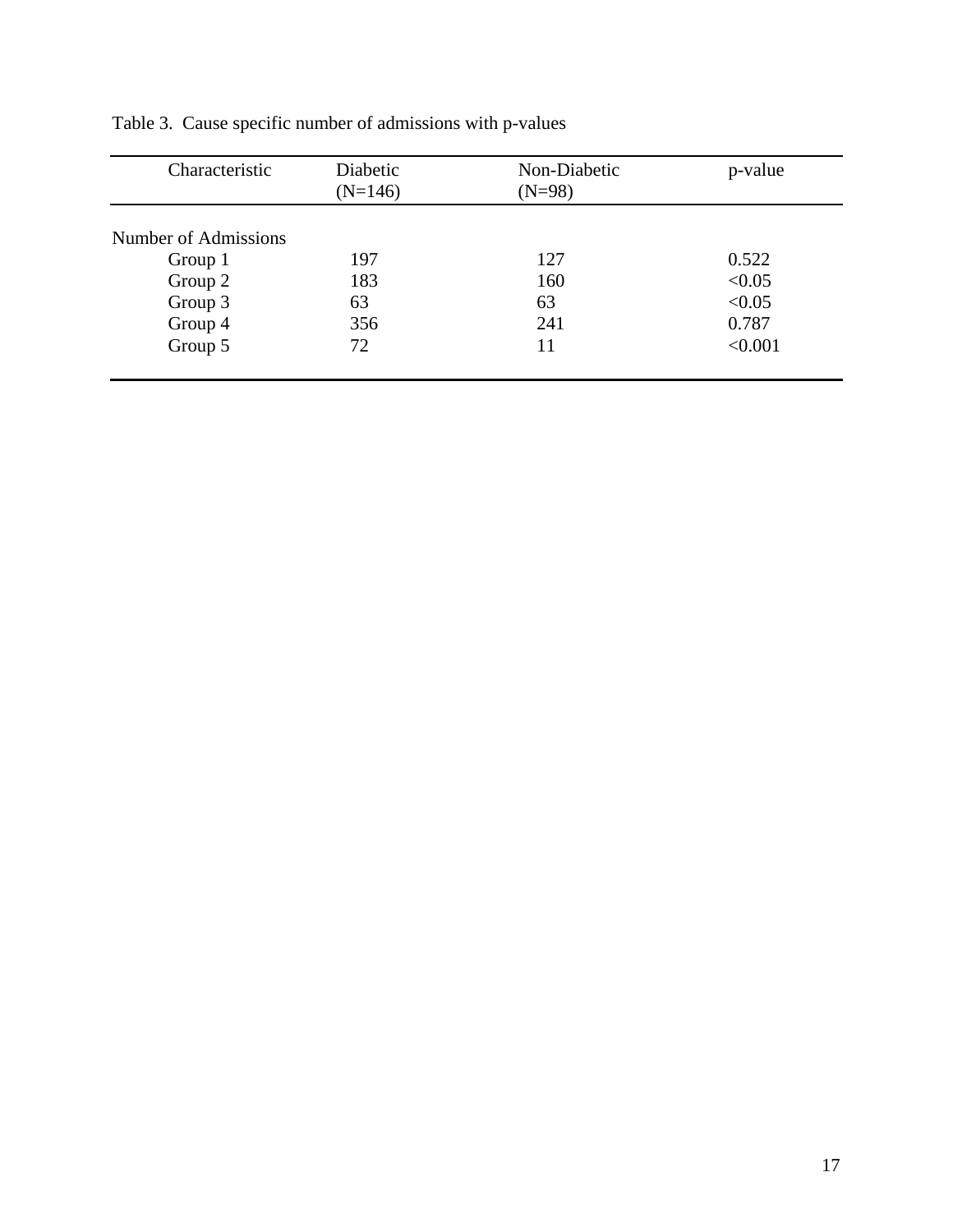Table 3. Cause specific number of admissions with p-values

| Characteristic | Diabetic (N=146) | Non-Diabetic (N=98) | p-value |
|---|---|---|---|
| Number of Admissions | | | |
| Group 1 | 197 | 127 | 0.522 |
| Group 2 | 183 | 160 | <0.05 |
| Group 3 | 63 | 63 | <0.05 |
| Group 4 | 356 | 241 | 0.787 |
| Group 5 | 72 | 11 | <0.001 |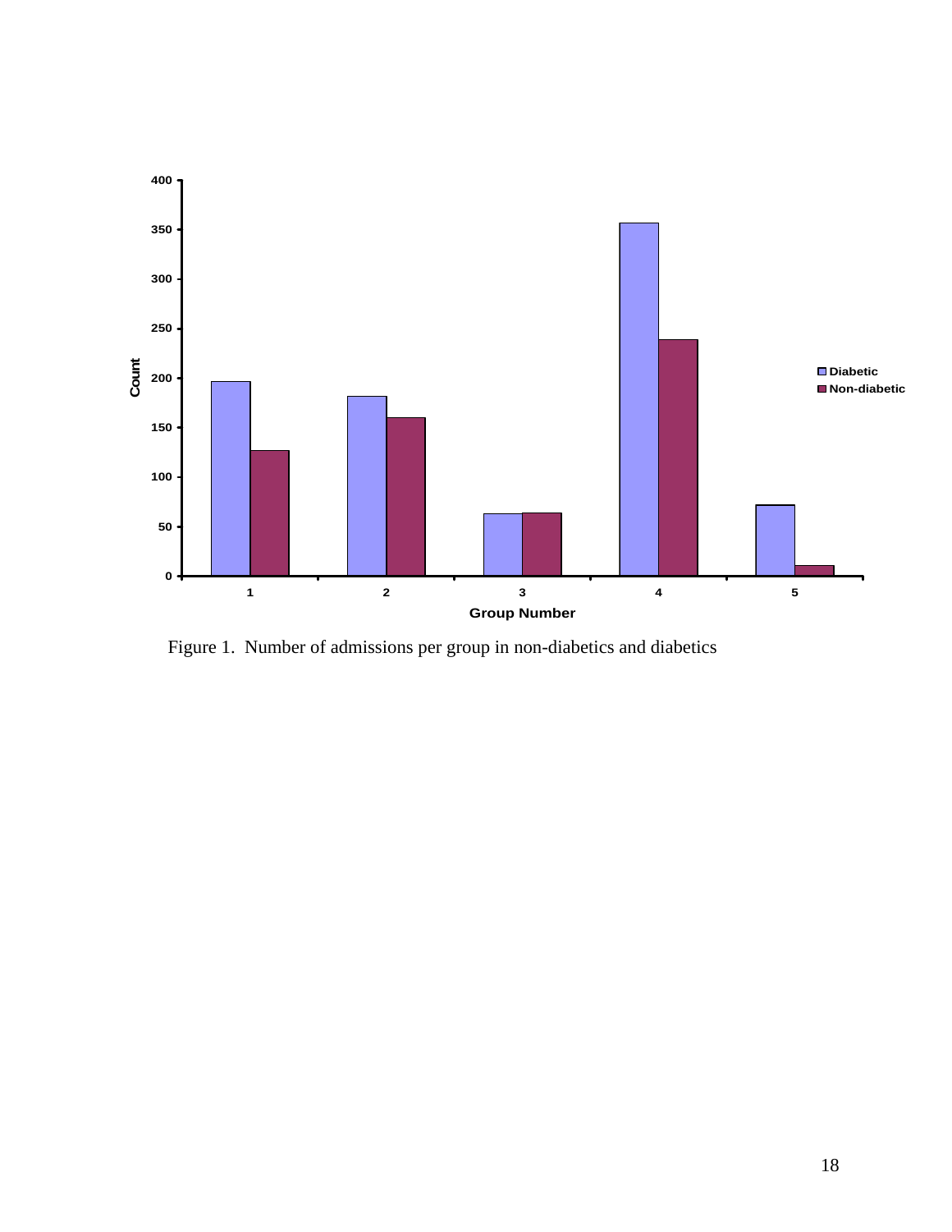Figure 1. Number of admissions per group in non-diabetics and diabetics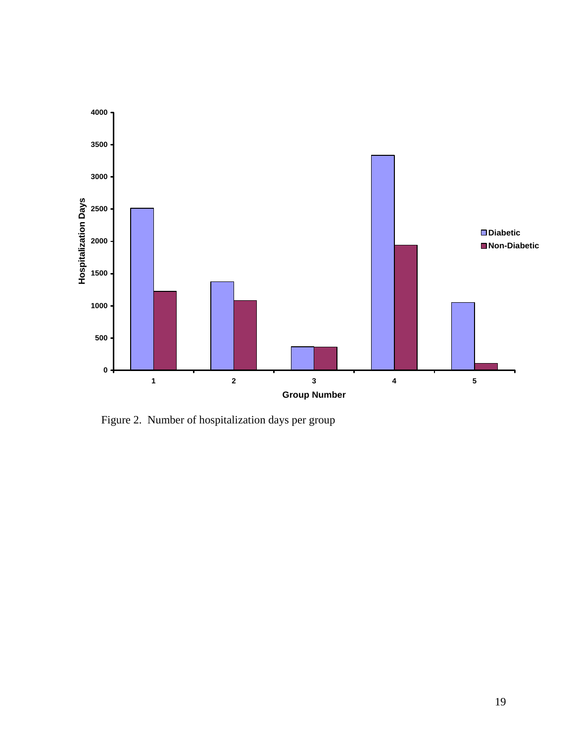Hospitalization Days

4000
3500
3000
2500
2000
1500
1000
500
0

1
2
3
4
5

Group Number

Diabetic
Non-Diabetic

Figure 2. Number of hospitalization days per group